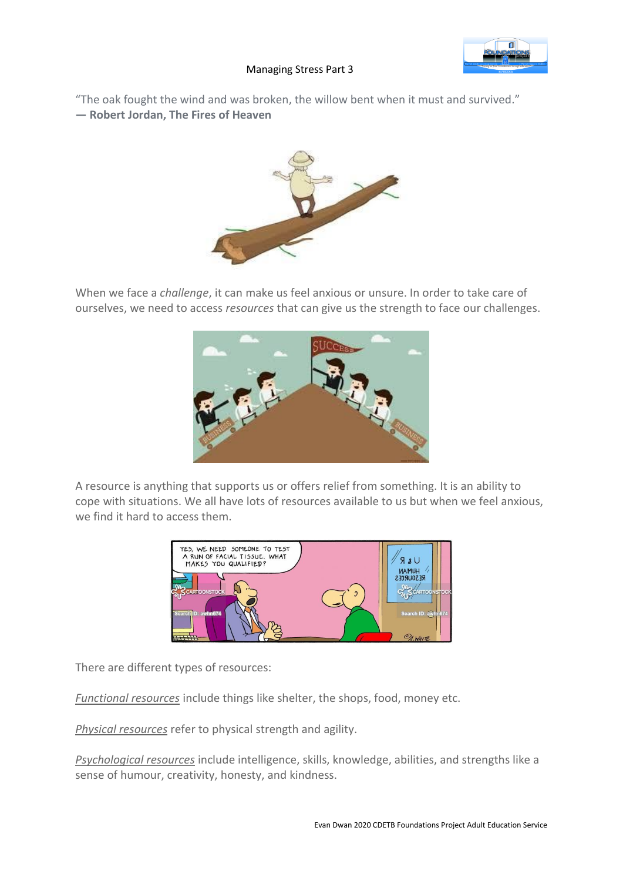# Managing Stress Part 3

"The oak fought the wind and was broken, the willow bent when it must and survived."
**— Robert Jordan, The Fires of Heaven**

When we face a *challenge*, it can make us feel anxious or unsure. In order to take care of ourselves, we need to access *resources* that can give us the strength to face our challenges.

A resource is anything that supports us or offers relief from something. It is an ability to cope with situations. We all have lots of resources available to us but when we feel anxious, we find it hard to access them.

There are different types of resources:

*Functional resources* include things like shelter, the shops, food, money etc.

*Physical resources* refer to physical strength and agility.

*Psychological resources* include intelligence, skills, knowledge, abilities, and strengths like a sense of humour, creativity, honesty, and kindness.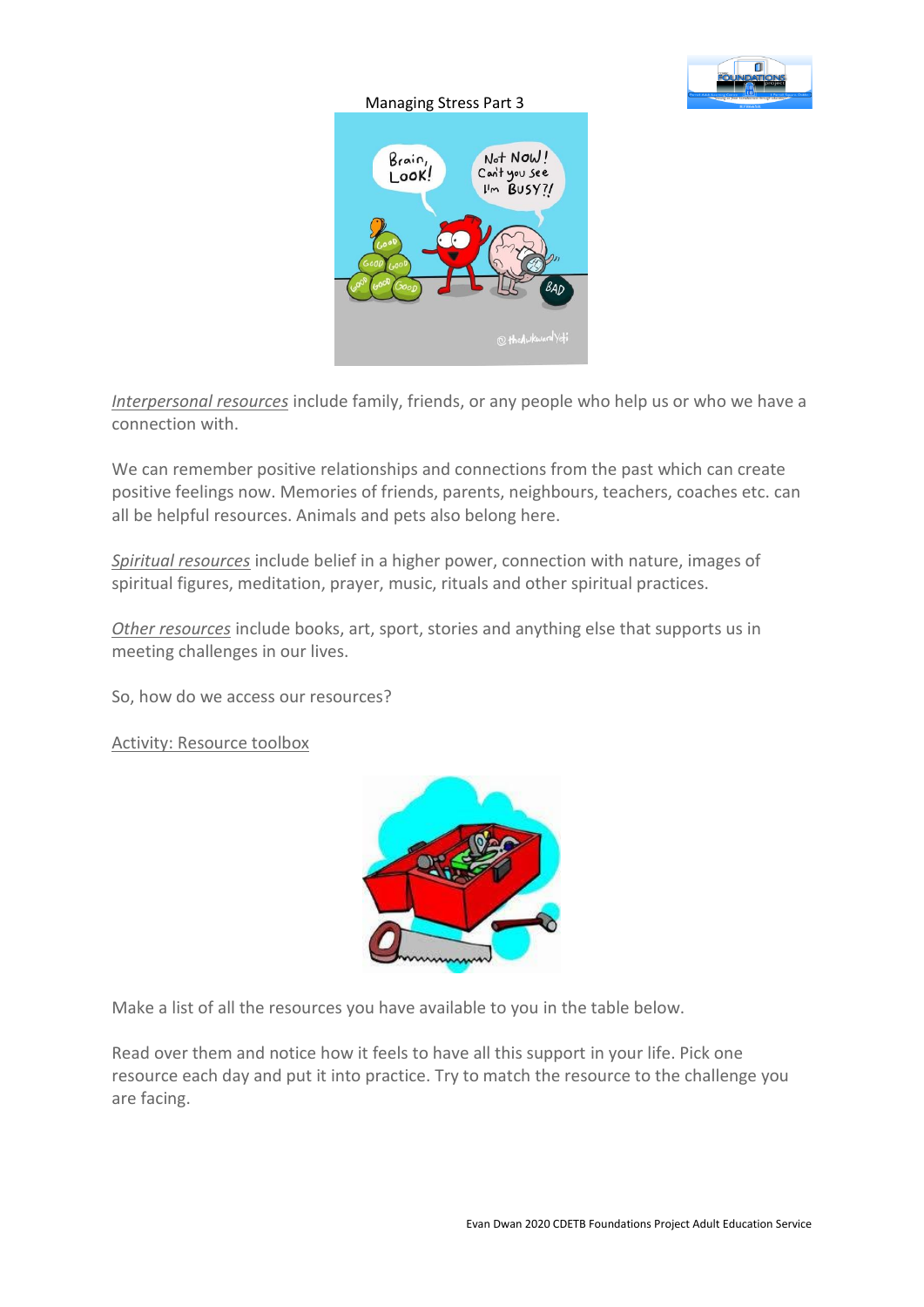Managing Stress Part 3

*Interpersonal resources* include family, friends, or any people who help us or who we have a connection with.

We can remember positive relationships and connections from the past which can create positive feelings now. Memories of friends, parents, neighbours, teachers, coaches etc. can all be helpful resources. Animals and pets also belong here.

*Spiritual resources* include belief in a higher power, connection with nature, images of spiritual figures, meditation, prayer, music, rituals and other spiritual practices.

*Other resources* include books, art, sport, stories and anything else that supports us in meeting challenges in our lives.

So, how do we access our resources?

Activity: Resource toolbox

Make a list of all the resources you have available to you in the table below.

Read over them and notice how it feels to have all this support in your life. Pick one resource each day and put it into practice. Try to match the resource to the challenge you are facing.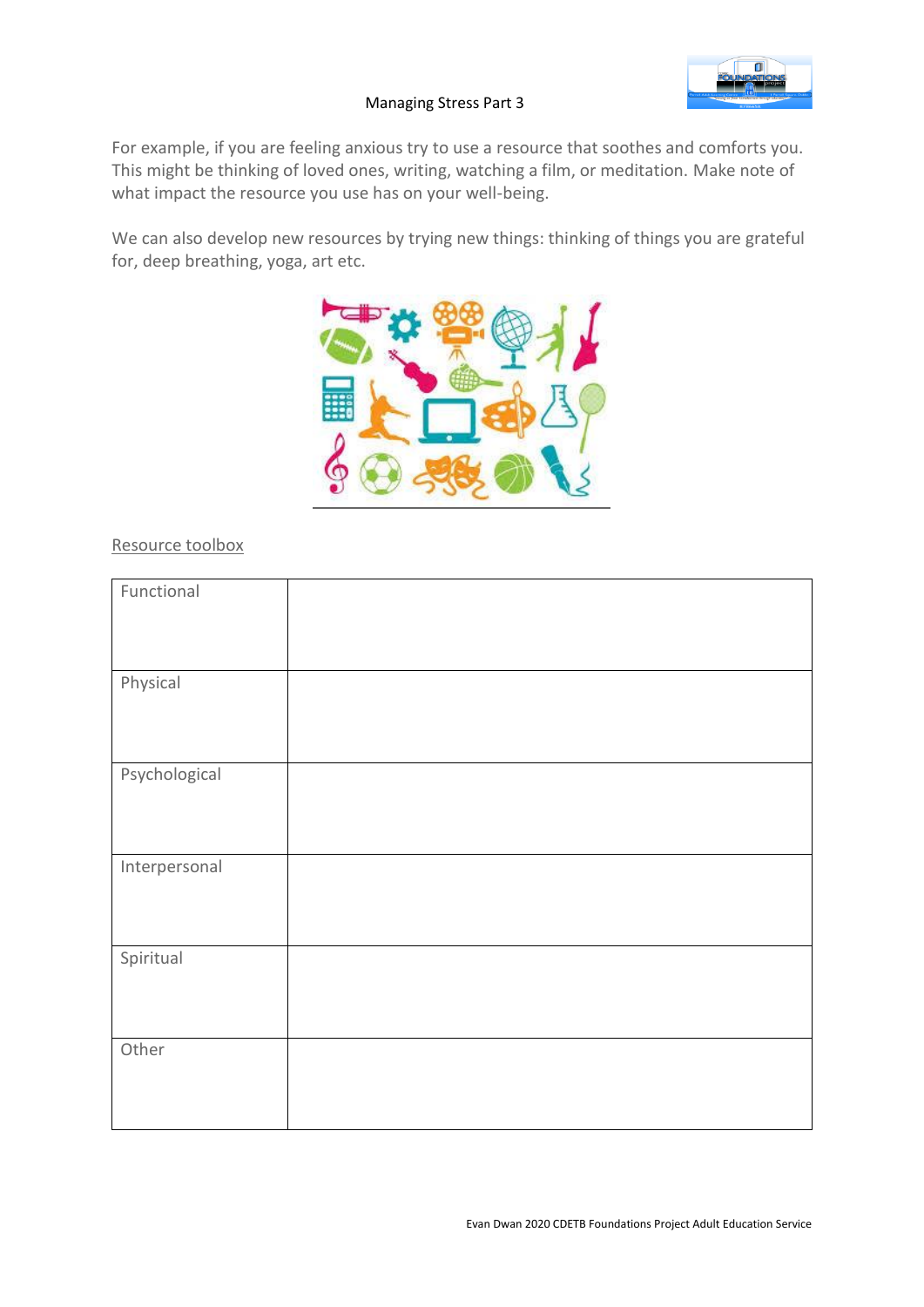Managing Stress Part 3

For example, if you are feeling anxious try to use a resource that soothes and comforts you. This might be thinking of loved ones, writing, watching a film, or meditation. Make note of what impact the resource you use has on your well-being.

We can also develop new resources by trying new things: thinking of things you are grateful for, deep breathing, yoga, art etc.

Resource toolbox

| | |
|---|---|
| Functional | |
| Physical | |
| Psychological | |
| Interpersonal | |
| Spiritual | |
| Other | |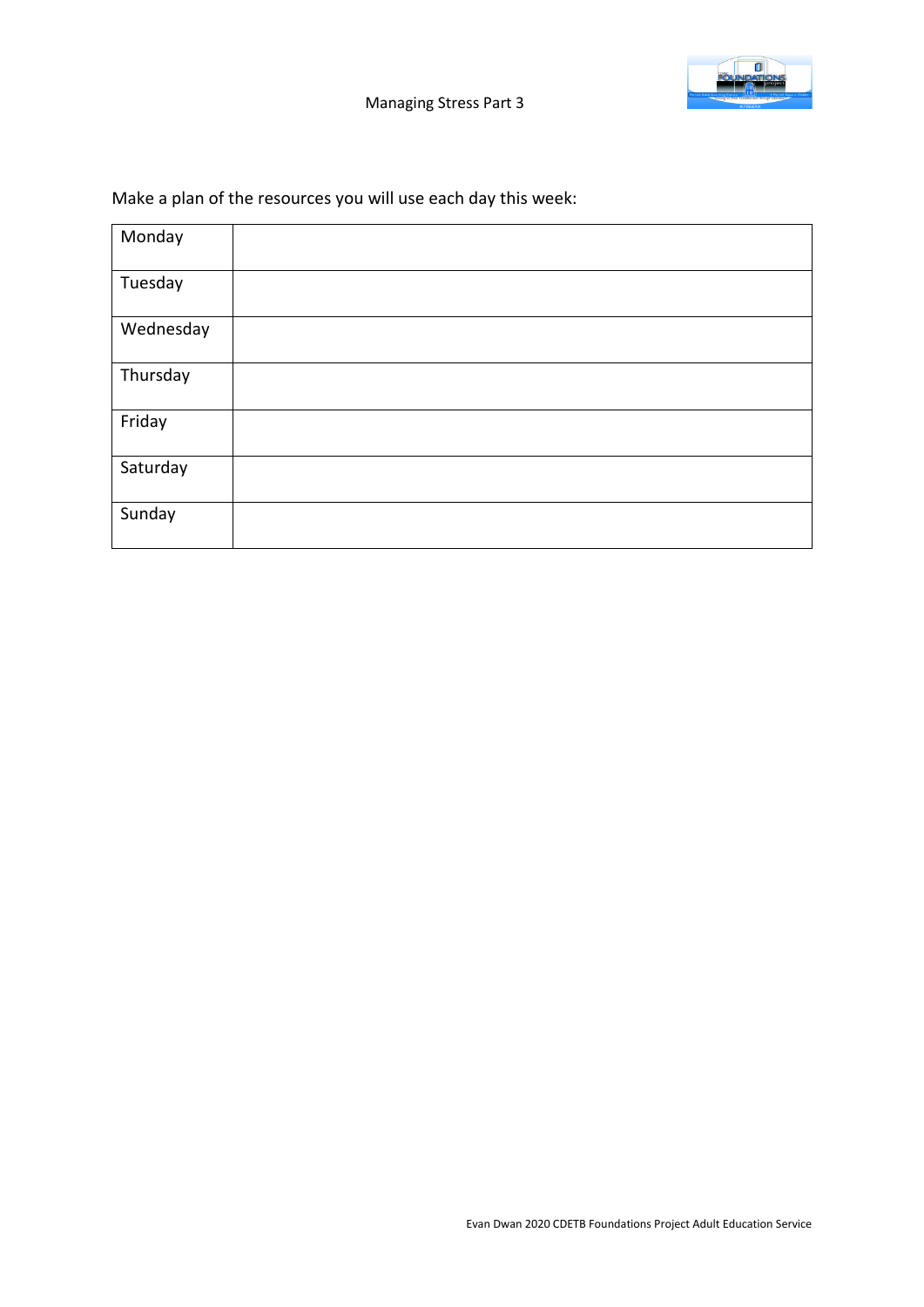Managing Stress Part 3

Make a plan of the resources you will use each day this week:

| | |
|---|---|
| Monday | |
| Tuesday | |
| Wednesday | |
| Thursday | |
| Friday | |
| Saturday | |
| Sunday | |

Evan Dwan 2020 CDETB Foundations Project Adult Education Service